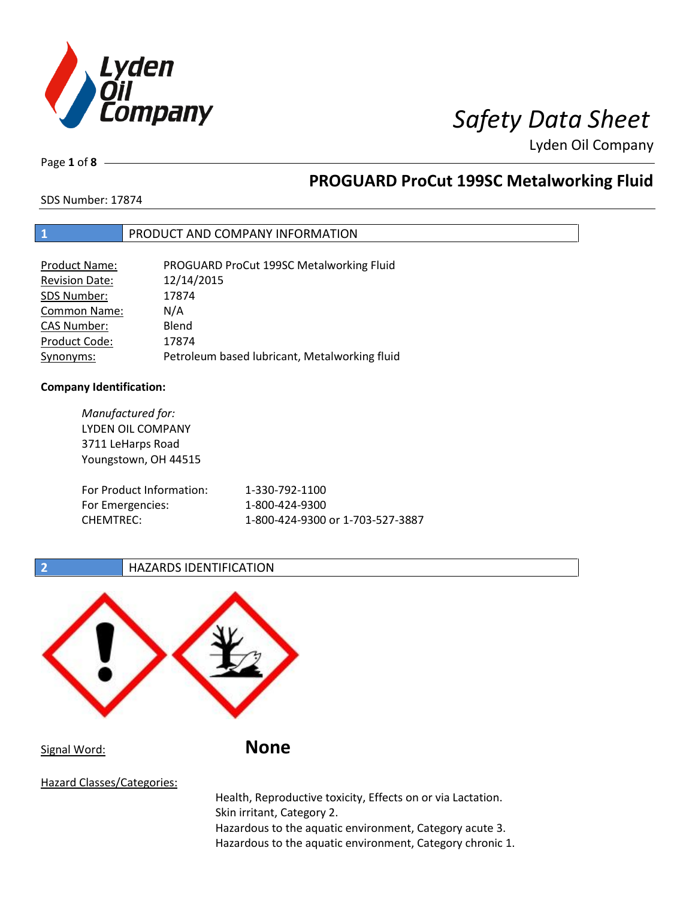# Safety Data Sheet

Lyden Oil Company

## PROGUARD ProCut 199SC Metalworking Fluid

SDS Number: 17874

## 1 PRODUCT AND COMPANY INFORMATION

| | |
|---|---|
| Product Name: | PROGUARD ProCut 199SC Metalworking Fluid |
| Revision Date: | 12/14/2015 |
| SDS Number: | 17874 |
| Common Name: | N/A |
| CAS Number: | Blend |
| Product Code: | 17874 |
| Synonyms: | Petroleum based lubricant, Metalworking fluid |

**Company Identification:**

*Manufactured for:*
LYDEN OIL COMPANY
3711 LeHarps Road
Youngstown, OH 44515

| | |
|---|---|
| For Product Information: | 1-330-792-1100 |
| For Emergencies: | 1-800-424-9300 |
| CHEMTREC: | 1-800-424-9300 or 1-703-527-3887 |

## 2 HAZARDS IDENTIFICATION

Signal Word: **None**

Hazard Classes/Categories:

Health, Reproductive toxicity, Effects on or via Lactation.
Skin irritant, Category 2.
Hazardous to the aquatic environment, Category acute 3.
Hazardous to the aquatic environment, Category chronic 1.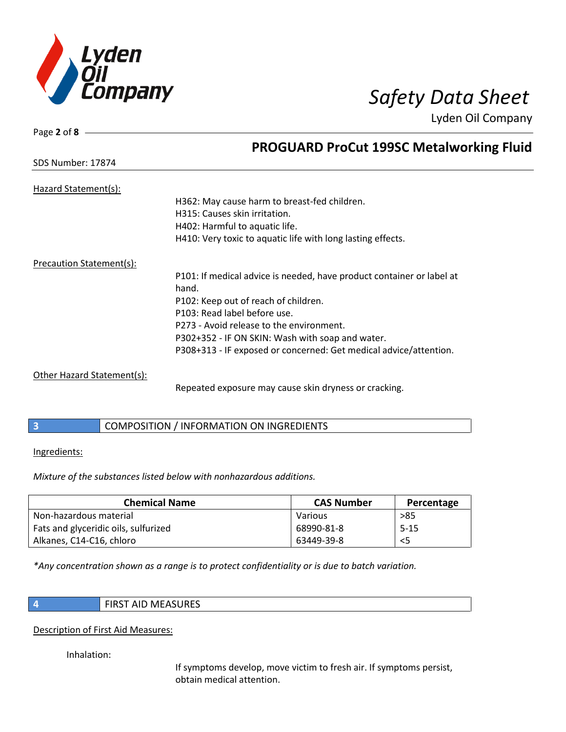Hazard Statement(s):

H362: May cause harm to breast-fed children.
H315: Causes skin irritation.
H402: Harmful to aquatic life.
H410: Very toxic to aquatic life with long lasting effects.

Precaution Statement(s):

P101: If medical advice is needed, have product container or label at hand.
P102: Keep out of reach of children.
P103: Read label before use.
P273 - Avoid release to the environment.
P302+352 - IF ON SKIN: Wash with soap and water.
P308+313 - IF exposed or concerned: Get medical advice/attention.

Other Hazard Statement(s):

Repeated exposure may cause skin dryness or cracking.

## 3 COMPOSITION / INFORMATION ON INGREDIENTS

Ingredients:

*Mixture of the substances listed below with nonhazardous additions.*

| Chemical Name | CAS Number | Percentage |
|---|---|---|
| Non-hazardous material | Various | >85 |
| Fats and glyceridic oils, sulfurized | 68990-81-8 | 5-15 |
| Alkanes, C14-C16, chloro | 63449-39-8 | <5 |

*\*Any concentration shown as a range is to protect confidentiality or is due to batch variation.*

## 4 FIRST AID MEASURES

Description of First Aid Measures:

Inhalation:

If symptoms develop, move victim to fresh air. If symptoms persist, obtain medical attention.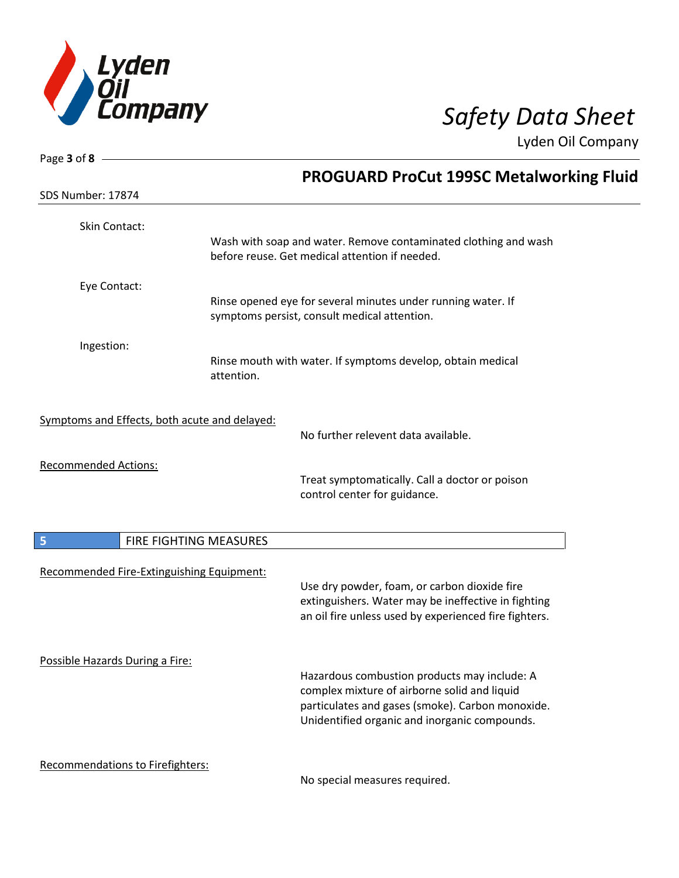Skin Contact:

Wash with soap and water. Remove contaminated clothing and wash before reuse. Get medical attention if needed.

Eye Contact:

Rinse opened eye for several minutes under running water. If symptoms persist, consult medical attention.

Ingestion:

Rinse mouth with water. If symptoms develop, obtain medical attention.

Symptoms and Effects, both acute and delayed:

No further relevent data available.

Recommended Actions:

Treat symptomatically. Call a doctor or poison control center for guidance.

## 5 FIRE FIGHTING MEASURES

Recommended Fire-Extinguishing Equipment:

Use dry powder, foam, or carbon dioxide fire extinguishers. Water may be ineffective in fighting an oil fire unless used by experienced fire fighters.

Possible Hazards During a Fire:

Hazardous combustion products may include: A complex mixture of airborne solid and liquid particulates and gases (smoke). Carbon monoxide. Unidentified organic and inorganic compounds.

Recommendations to Firefighters:

No special measures required.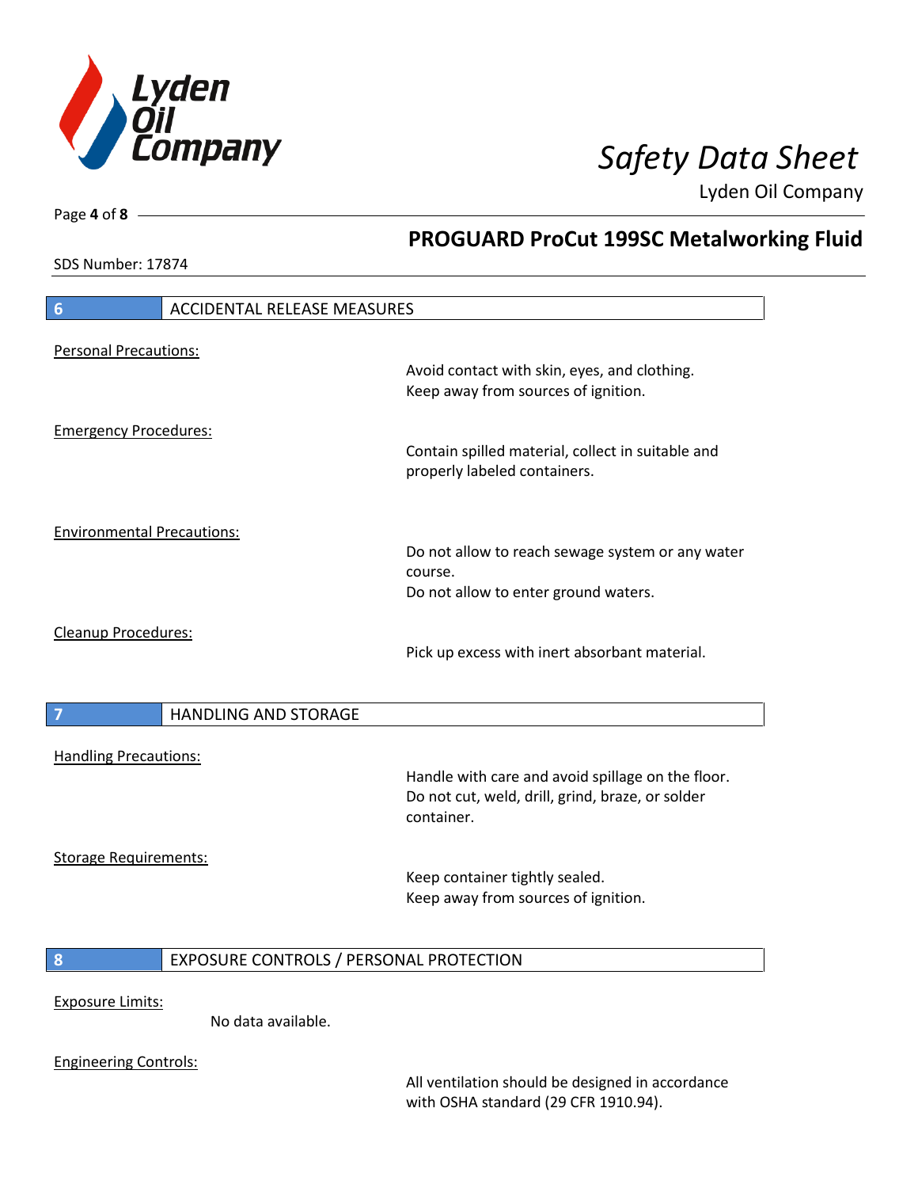## 6 ACCIDENTAL RELEASE MEASURES

Personal Precautions:

Avoid contact with skin, eyes, and clothing.
Keep away from sources of ignition.

Emergency Procedures:

Contain spilled material, collect in suitable and properly labeled containers.

Environmental Precautions:

Do not allow to reach sewage system or any water course.
Do not allow to enter ground waters.

Cleanup Procedures:

Pick up excess with inert absorbant material.

## 7 HANDLING AND STORAGE

Handling Precautions:

Handle with care and avoid spillage on the floor.
Do not cut, weld, drill, grind, braze, or solder container.

Storage Requirements:

Keep container tightly sealed.
Keep away from sources of ignition.

## 8 EXPOSURE CONTROLS / PERSONAL PROTECTION

Exposure Limits:

No data available.

Engineering Controls:

All ventilation should be designed in accordance with OSHA standard (29 CFR 1910.94).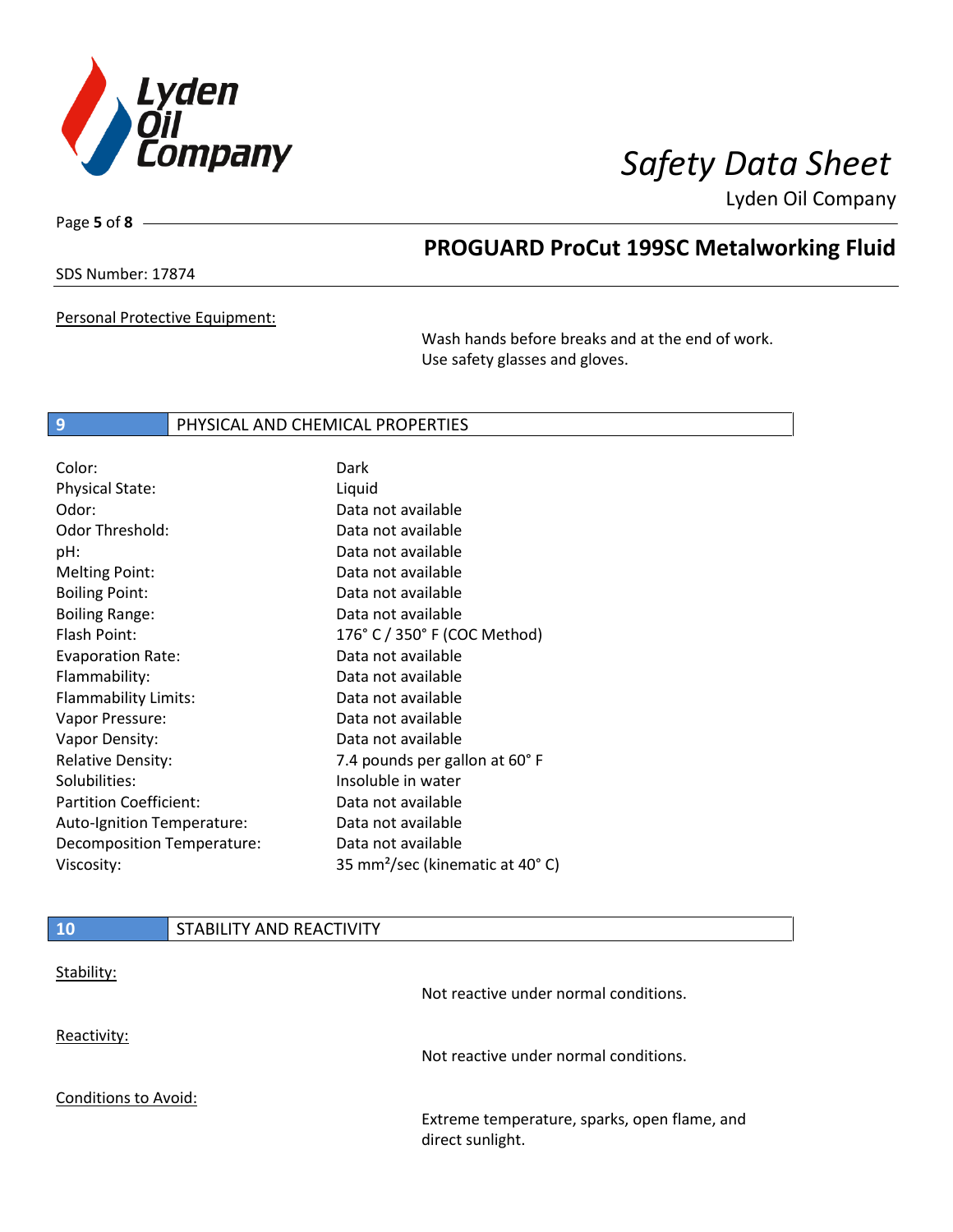SDS Number: 17874

Personal Protective Equipment:

Wash hands before breaks and at the end of work.
Use safety glasses and gloves.

## 9 PHYSICAL AND CHEMICAL PROPERTIES

| Property | Value |
|---|---|
| Color: | Dark |
| Physical State: | Liquid |
| Odor: | Data not available |
| Odor Threshold: | Data not available |
| pH: | Data not available |
| Melting Point: | Data not available |
| Boiling Point: | Data not available |
| Boiling Range: | Data not available |
| Flash Point: | 176° C / 350° F (COC Method) |
| Evaporation Rate: | Data not available |
| Flammability: | Data not available |
| Flammability Limits: | Data not available |
| Vapor Pressure: | Data not available |
| Vapor Density: | Data not available |
| Relative Density: | 7.4 pounds per gallon at 60° F |
| Solubilities: | Insoluble in water |
| Partition Coefficient: | Data not available |
| Auto-Ignition Temperature: | Data not available |
| Decomposition Temperature: | Data not available |
| Viscosity: | 35 $mm^2$/sec (kinematic at 40° C) |

## 10 STABILITY AND REACTIVITY

Stability:

Not reactive under normal conditions.

Reactivity:

Not reactive under normal conditions.

Conditions to Avoid:

Extreme temperature, sparks, open flame, and direct sunlight.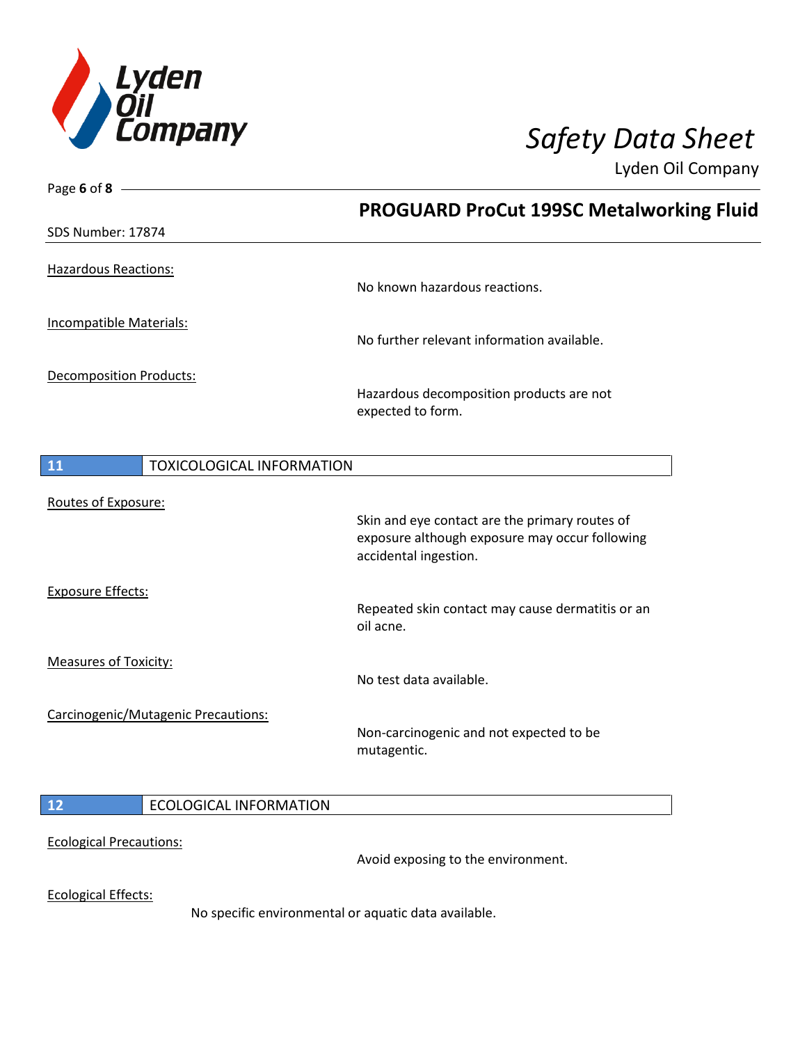Hazardous Reactions:

No known hazardous reactions.

Incompatible Materials:

No further relevant information available.

Decomposition Products:

Hazardous decomposition products are not expected to form.

## 11 TOXICOLOGICAL INFORMATION

Routes of Exposure:

Skin and eye contact are the primary routes of exposure although exposure may occur following accidental ingestion.

Exposure Effects:

Repeated skin contact may cause dermatitis or an oil acne.

Measures of Toxicity:

No test data available.

Carcinogenic/Mutagenic Precautions:

Non-carcinogenic and not expected to be mutagentic.

## 12 ECOLOGICAL INFORMATION

Ecological Precautions:

Avoid exposing to the environment.

Ecological Effects:

No specific environmental or aquatic data available.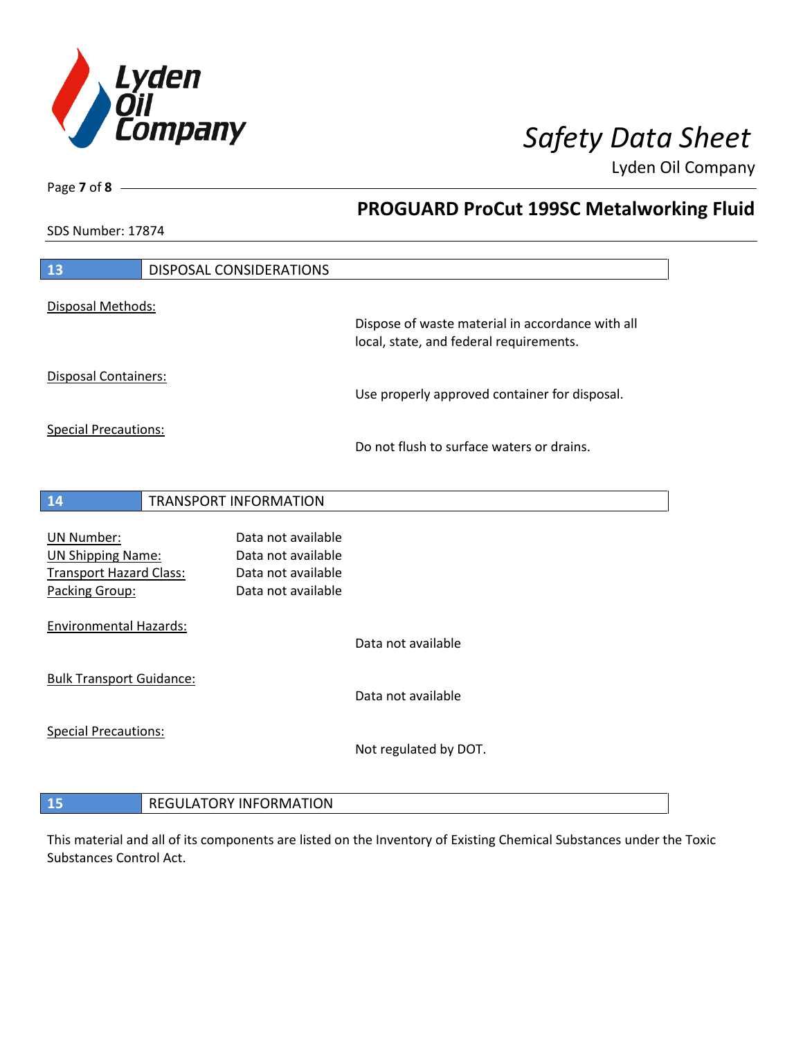## 13 DISPOSAL CONSIDERATIONS

Disposal Methods:

Dispose of waste material in accordance with all local, state, and federal requirements.

Disposal Containers:

Use properly approved container for disposal.

Special Precautions:

Do not flush to surface waters or drains.

## 14 TRANSPORT INFORMATION

| | |
|---|---|
| UN Number: | Data not available |
| UN Shipping Name: | Data not available |
| Transport Hazard Class: | Data not available |
| Packing Group: | Data not available |

Environmental Hazards:

Data not available

Bulk Transport Guidance:

Data not available

Special Precautions:

Not regulated by DOT.

## 15 REGULATORY INFORMATION

This material and all of its components are listed on the Inventory of Existing Chemical Substances under the Toxic Substances Control Act.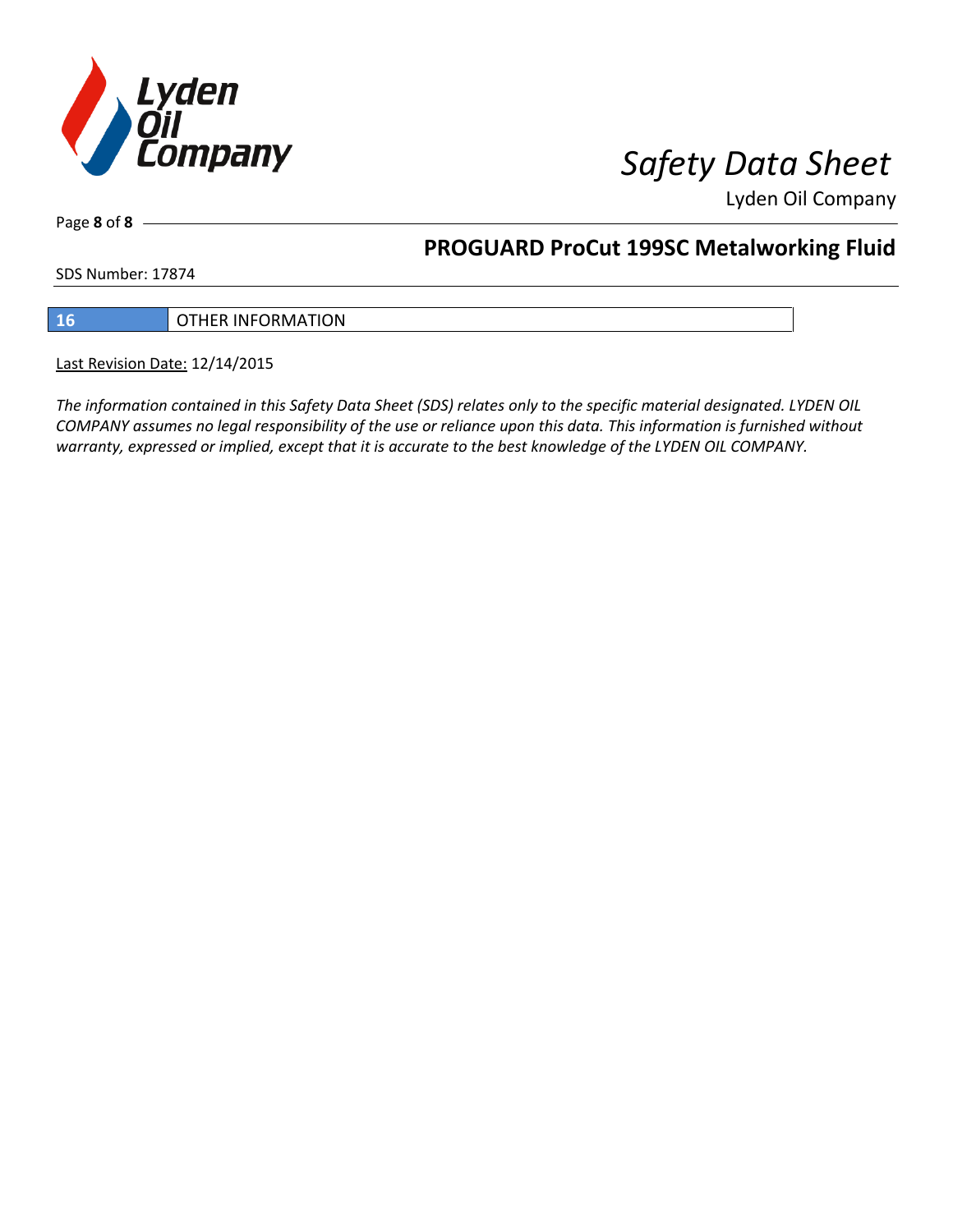## 16 OTHER INFORMATION

Last Revision Date: 12/14/2015

*The information contained in this Safety Data Sheet (SDS) relates only to the specific material designated. LYDEN OIL COMPANY assumes no legal responsibility of the use or reliance upon this data. This information is furnished without warranty, expressed or implied, except that it is accurate to the best knowledge of the LYDEN OIL COMPANY.*